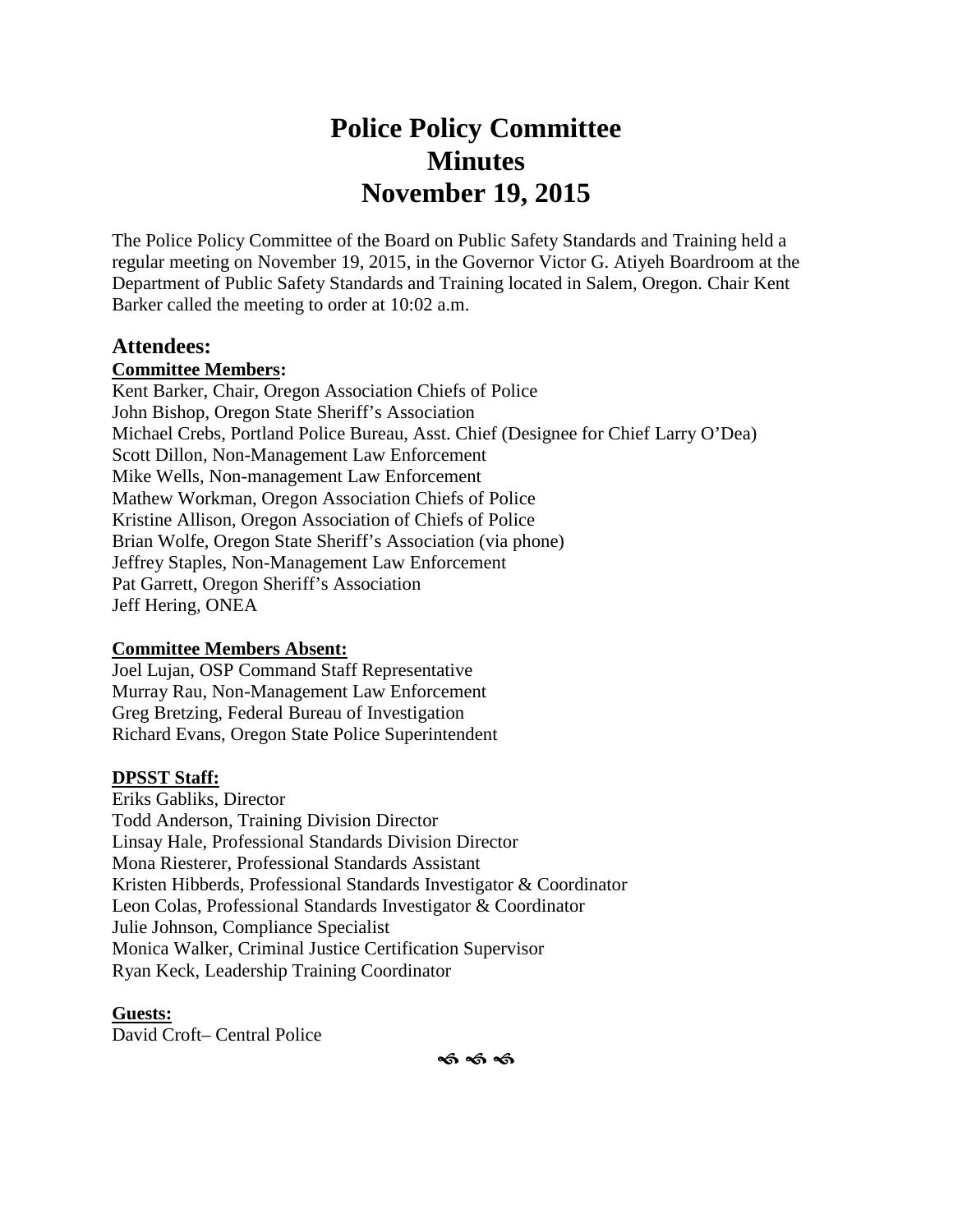# Police Policy Committee
# Minutes
# November 19, 2015

The Police Policy Committee of the Board on Public Safety Standards and Training held a regular meeting on November 19, 2015, in the Governor Victor G. Atiyeh Boardroom at the Department of Public Safety Standards and Training located in Salem, Oregon. Chair Kent Barker called the meeting to order at 10:02 a.m.

## Attendees:

**Committee Members:**

Kent Barker, Chair, Oregon Association Chiefs of Police
John Bishop, Oregon State Sheriff's Association
Michael Crebs, Portland Police Bureau, Asst. Chief (Designee for Chief Larry O'Dea)
Scott Dillon, Non-Management Law Enforcement
Mike Wells, Non-management Law Enforcement
Mathew Workman, Oregon Association Chiefs of Police
Kristine Allison, Oregon Association of Chiefs of Police
Brian Wolfe, Oregon State Sheriff's Association (via phone)
Jeffrey Staples, Non-Management Law Enforcement
Pat Garrett, Oregon Sheriff's Association
Jeff Hering, ONEA

**Committee Members Absent:**

Joel Lujan, OSP Command Staff Representative
Murray Rau, Non-Management Law Enforcement
Greg Bretzing, Federal Bureau of Investigation
Richard Evans, Oregon State Police Superintendent

**DPSST Staff:**

Eriks Gabliks, Director
Todd Anderson, Training Division Director
Linsay Hale, Professional Standards Division Director
Mona Riesterer, Professional Standards Assistant
Kristen Hibberds, Professional Standards Investigator & Coordinator
Leon Colas, Professional Standards Investigator & Coordinator
Julie Johnson, Compliance Specialist
Monica Walker, Criminal Justice Certification Supervisor
Ryan Keck, Leadership Training Coordinator

**Guests:**

David Croft– Central Police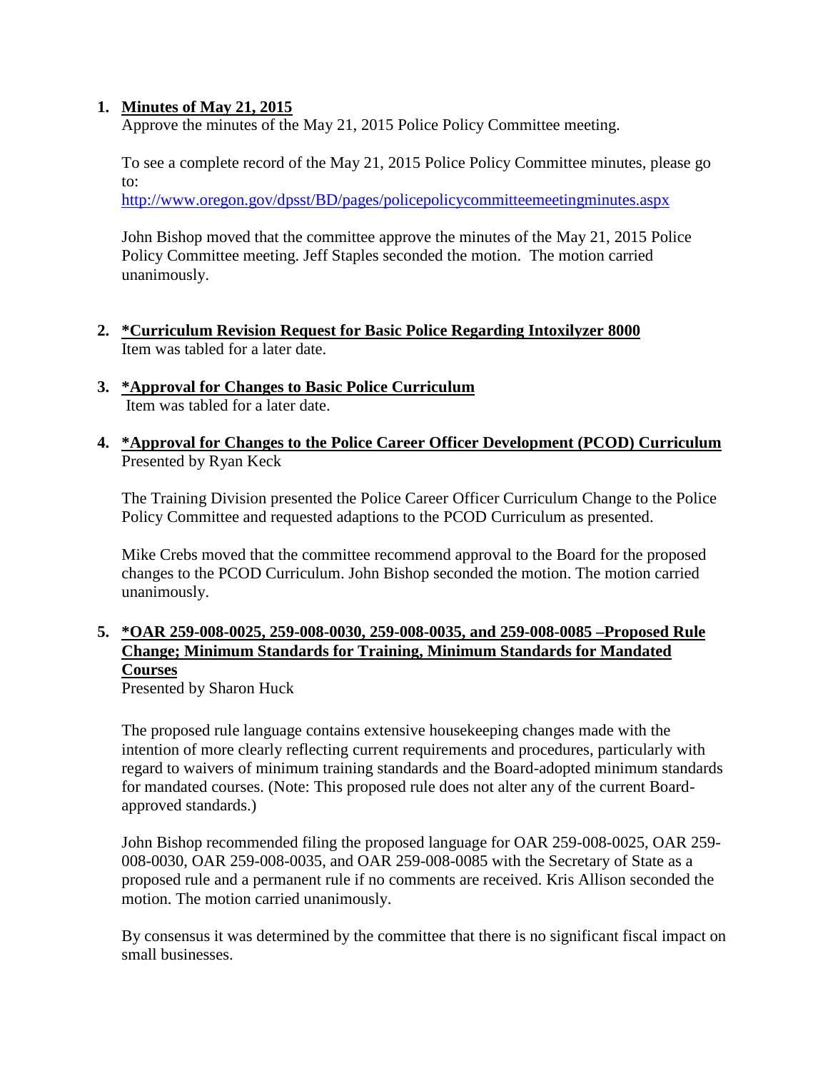1. **Minutes of May 21, 2015**

   Approve the minutes of the May 21, 2015 Police Policy Committee meeting.

   To see a complete record of the May 21, 2015 Police Policy Committee minutes, please go to:
   http://www.oregon.gov/dpsst/BD/pages/policepolicycommitteemeetingminutes.aspx

   John Bishop moved that the committee approve the minutes of the May 21, 2015 Police Policy Committee meeting. Jeff Staples seconded the motion. The motion carried unanimously.

2. **\*Curriculum Revision Request for Basic Police Regarding Intoxilyzer 8000**

   Item was tabled for a later date.

3. **\*Approval for Changes to Basic Police Curriculum**

   Item was tabled for a later date.

4. **\*Approval for Changes to the Police Career Officer Development (PCOD) Curriculum**

   Presented by Ryan Keck

   The Training Division presented the Police Career Officer Curriculum Change to the Police Policy Committee and requested adaptions to the PCOD Curriculum as presented.

   Mike Crebs moved that the committee recommend approval to the Board for the proposed changes to the PCOD Curriculum. John Bishop seconded the motion. The motion carried unanimously.

5. **\*OAR 259-008-0025, 259-008-0030, 259-008-0035, and 259-008-0085 –Proposed Rule Change; Minimum Standards for Training, Minimum Standards for Mandated Courses**

   Presented by Sharon Huck

   The proposed rule language contains extensive housekeeping changes made with the intention of more clearly reflecting current requirements and procedures, particularly with regard to waivers of minimum training standards and the Board-adopted minimum standards for mandated courses. (Note: This proposed rule does not alter any of the current Board-approved standards.)

   John Bishop recommended filing the proposed language for OAR 259-008-0025, OAR 259-008-0030, OAR 259-008-0035, and OAR 259-008-0085 with the Secretary of State as a proposed rule and a permanent rule if no comments are received. Kris Allison seconded the motion. The motion carried unanimously.

   By consensus it was determined by the committee that there is no significant fiscal impact on small businesses.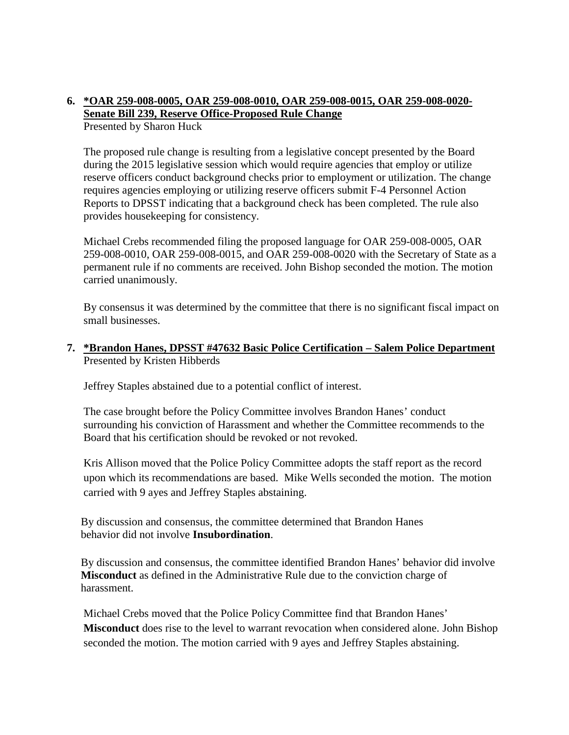6. **\*OAR 259-008-0005, OAR 259-008-0010, OAR 259-008-0015, OAR 259-008-0020- Senate Bill 239, Reserve Office-Proposed Rule Change**
   Presented by Sharon Huck

   The proposed rule change is resulting from a legislative concept presented by the Board during the 2015 legislative session which would require agencies that employ or utilize reserve officers conduct background checks prior to employment or utilization. The change requires agencies employing or utilizing reserve officers submit F-4 Personnel Action Reports to DPSST indicating that a background check has been completed. The rule also provides housekeeping for consistency.

   Michael Crebs recommended filing the proposed language for OAR 259-008-0005, OAR 259-008-0010, OAR 259-008-0015, and OAR 259-008-0020 with the Secretary of State as a permanent rule if no comments are received. John Bishop seconded the motion. The motion carried unanimously.

   By consensus it was determined by the committee that there is no significant fiscal impact on small businesses.

7. **\*Brandon Hanes, DPSST #47632 Basic Police Certification – Salem Police Department**
   Presented by Kristen Hibberds

   Jeffrey Staples abstained due to a potential conflict of interest.

   The case brought before the Policy Committee involves Brandon Hanes' conduct surrounding his conviction of Harassment and whether the Committee recommends to the Board that his certification should be revoked or not revoked.

   Kris Allison moved that the Police Policy Committee adopts the staff report as the record upon which its recommendations are based. Mike Wells seconded the motion. The motion carried with 9 ayes and Jeffrey Staples abstaining.

   By discussion and consensus, the committee determined that Brandon Hanes behavior did not involve **Insubordination**.

   By discussion and consensus, the committee identified Brandon Hanes' behavior did involve **Misconduct** as defined in the Administrative Rule due to the conviction charge of harassment.

   Michael Crebs moved that the Police Policy Committee find that Brandon Hanes' **Misconduct** does rise to the level to warrant revocation when considered alone. John Bishop seconded the motion. The motion carried with 9 ayes and Jeffrey Staples abstaining.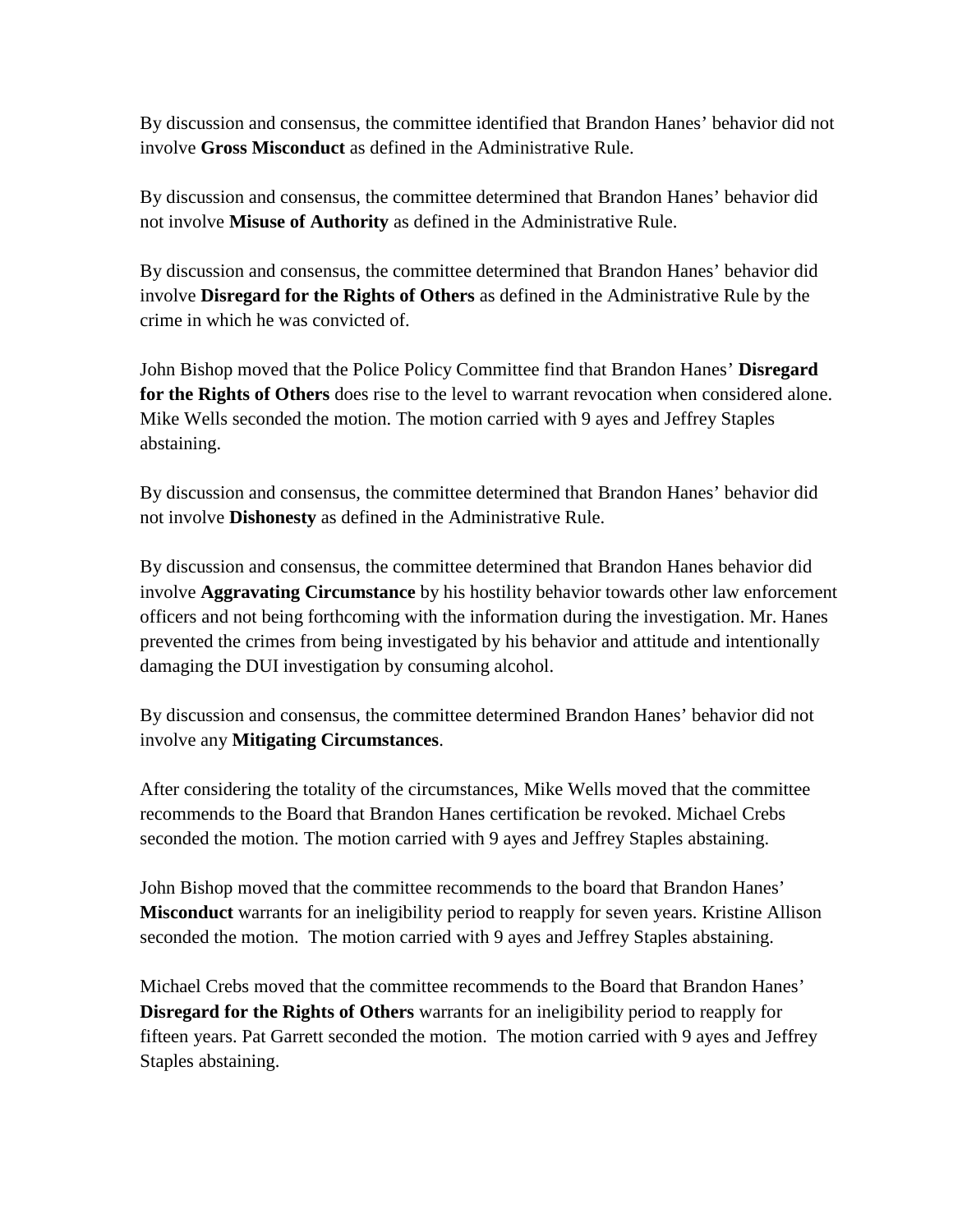By discussion and consensus, the committee identified that Brandon Hanes' behavior did not involve **Gross Misconduct** as defined in the Administrative Rule.

By discussion and consensus, the committee determined that Brandon Hanes' behavior did not involve **Misuse of Authority** as defined in the Administrative Rule.

By discussion and consensus, the committee determined that Brandon Hanes' behavior did involve **Disregard for the Rights of Others** as defined in the Administrative Rule by the crime in which he was convicted of.

John Bishop moved that the Police Policy Committee find that Brandon Hanes' **Disregard for the Rights of Others** does rise to the level to warrant revocation when considered alone. Mike Wells seconded the motion. The motion carried with 9 ayes and Jeffrey Staples abstaining.

By discussion and consensus, the committee determined that Brandon Hanes' behavior did not involve **Dishonesty** as defined in the Administrative Rule.

By discussion and consensus, the committee determined that Brandon Hanes behavior did involve **Aggravating Circumstance** by his hostility behavior towards other law enforcement officers and not being forthcoming with the information during the investigation. Mr. Hanes prevented the crimes from being investigated by his behavior and attitude and intentionally damaging the DUI investigation by consuming alcohol.

By discussion and consensus, the committee determined Brandon Hanes' behavior did not involve any **Mitigating Circumstances**.

After considering the totality of the circumstances, Mike Wells moved that the committee recommends to the Board that Brandon Hanes certification be revoked. Michael Crebs seconded the motion. The motion carried with 9 ayes and Jeffrey Staples abstaining.

John Bishop moved that the committee recommends to the board that Brandon Hanes' **Misconduct** warrants for an ineligibility period to reapply for seven years. Kristine Allison seconded the motion. The motion carried with 9 ayes and Jeffrey Staples abstaining.

Michael Crebs moved that the committee recommends to the Board that Brandon Hanes' **Disregard for the Rights of Others** warrants for an ineligibility period to reapply for fifteen years. Pat Garrett seconded the motion. The motion carried with 9 ayes and Jeffrey Staples abstaining.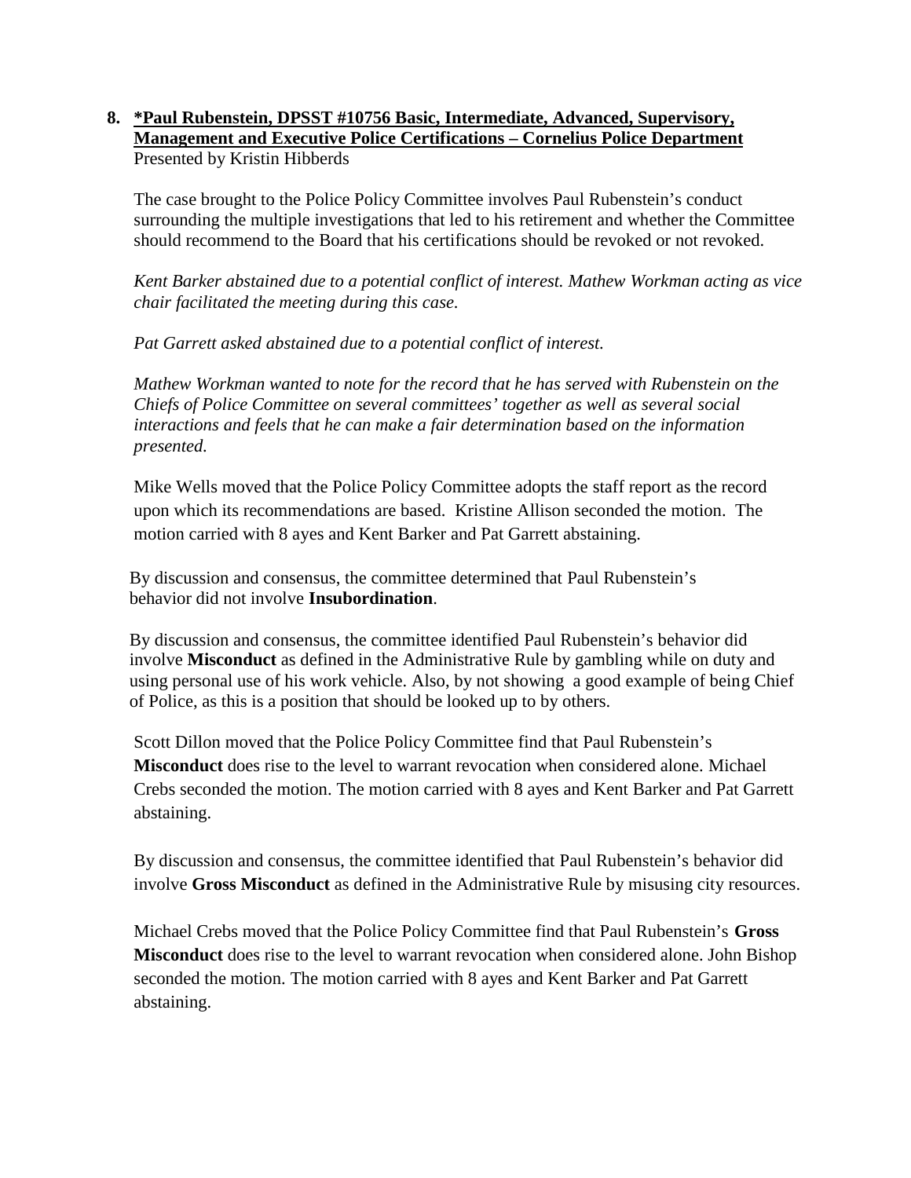**8. <u>*Paul Rubenstein, DPSST #10756 Basic, Intermediate, Advanced, Supervisory, Management and Executive Police Certifications – Cornelius Police Department</u>**
Presented by Kristin Hibberds

The case brought to the Police Policy Committee involves Paul Rubenstein's conduct surrounding the multiple investigations that led to his retirement and whether the Committee should recommend to the Board that his certifications should be revoked or not revoked.

*Kent Barker abstained due to a potential conflict of interest. Mathew Workman acting as vice chair facilitated the meeting during this case.*

*Pat Garrett asked abstained due to a potential conflict of interest.*

*Mathew Workman wanted to note for the record that he has served with Rubenstein on the Chiefs of Police Committee on several committees' together as well as several social interactions and feels that he can make a fair determination based on the information presented.*

Mike Wells moved that the Police Policy Committee adopts the staff report as the record upon which its recommendations are based. Kristine Allison seconded the motion. The motion carried with 8 ayes and Kent Barker and Pat Garrett abstaining.

By discussion and consensus, the committee determined that Paul Rubenstein's behavior did not involve **Insubordination**.

By discussion and consensus, the committee identified Paul Rubenstein's behavior did involve **Misconduct** as defined in the Administrative Rule by gambling while on duty and using personal use of his work vehicle. Also, by not showing a good example of being Chief of Police, as this is a position that should be looked up to by others.

Scott Dillon moved that the Police Policy Committee find that Paul Rubenstein's **Misconduct** does rise to the level to warrant revocation when considered alone. Michael Crebs seconded the motion. The motion carried with 8 ayes and Kent Barker and Pat Garrett abstaining.

By discussion and consensus, the committee identified that Paul Rubenstein's behavior did involve **Gross Misconduct** as defined in the Administrative Rule by misusing city resources.

Michael Crebs moved that the Police Policy Committee find that Paul Rubenstein's **Gross Misconduct** does rise to the level to warrant revocation when considered alone. John Bishop seconded the motion. The motion carried with 8 ayes and Kent Barker and Pat Garrett abstaining.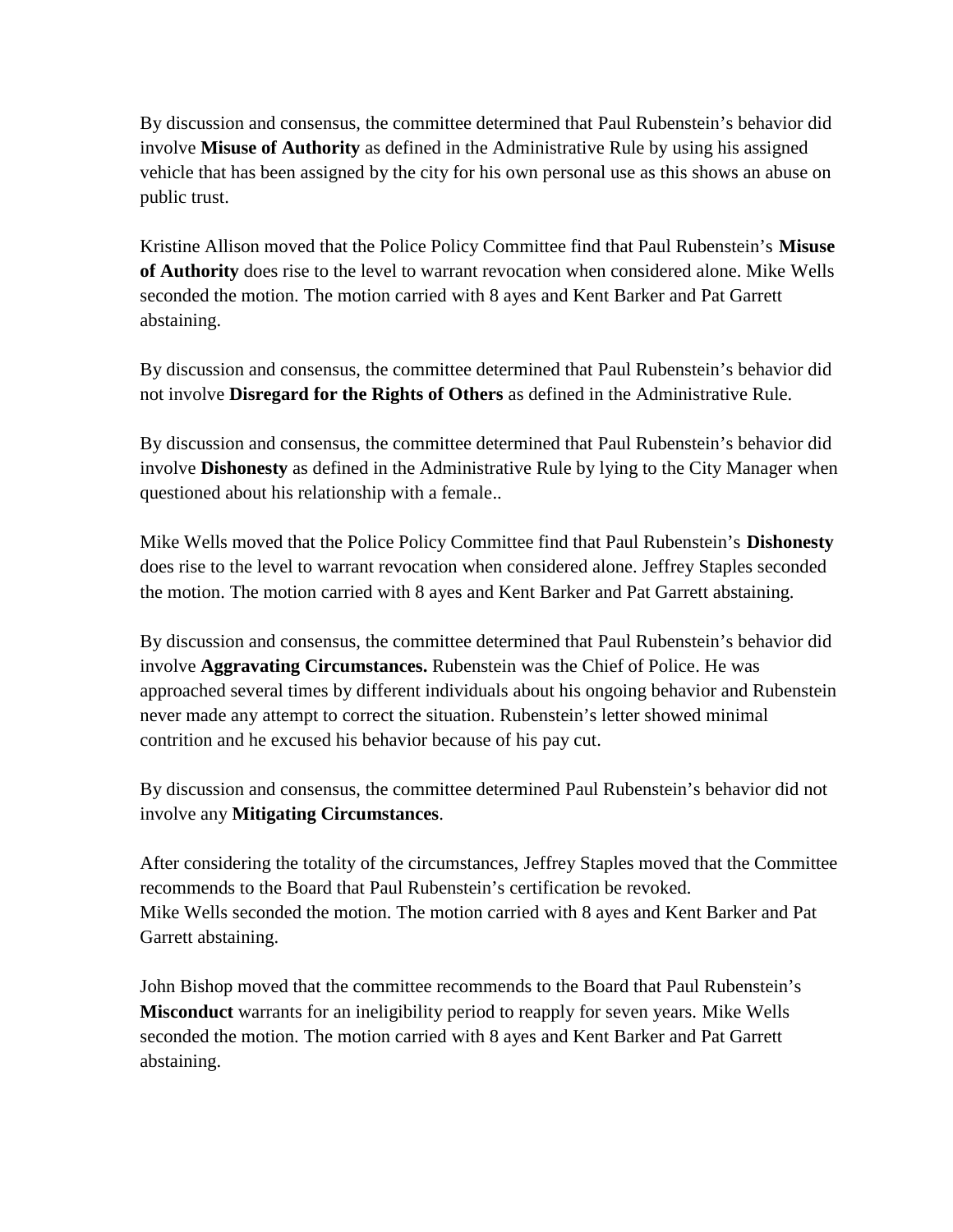By discussion and consensus, the committee determined that Paul Rubenstein's behavior did involve **Misuse of Authority** as defined in the Administrative Rule by using his assigned vehicle that has been assigned by the city for his own personal use as this shows an abuse on public trust.

Kristine Allison moved that the Police Policy Committee find that Paul Rubenstein's **Misuse of Authority** does rise to the level to warrant revocation when considered alone. Mike Wells seconded the motion. The motion carried with 8 ayes and Kent Barker and Pat Garrett abstaining.

By discussion and consensus, the committee determined that Paul Rubenstein's behavior did not involve **Disregard for the Rights of Others** as defined in the Administrative Rule.

By discussion and consensus, the committee determined that Paul Rubenstein's behavior did involve **Dishonesty** as defined in the Administrative Rule by lying to the City Manager when questioned about his relationship with a female..

Mike Wells moved that the Police Policy Committee find that Paul Rubenstein's **Dishonesty** does rise to the level to warrant revocation when considered alone. Jeffrey Staples seconded the motion. The motion carried with 8 ayes and Kent Barker and Pat Garrett abstaining.

By discussion and consensus, the committee determined that Paul Rubenstein's behavior did involve **Aggravating Circumstances.** Rubenstein was the Chief of Police. He was approached several times by different individuals about his ongoing behavior and Rubenstein never made any attempt to correct the situation. Rubenstein's letter showed minimal contrition and he excused his behavior because of his pay cut.

By discussion and consensus, the committee determined Paul Rubenstein's behavior did not involve any **Mitigating Circumstances**.

After considering the totality of the circumstances, Jeffrey Staples moved that the Committee recommends to the Board that Paul Rubenstein's certification be revoked.
Mike Wells seconded the motion. The motion carried with 8 ayes and Kent Barker and Pat Garrett abstaining.

John Bishop moved that the committee recommends to the Board that Paul Rubenstein's **Misconduct** warrants for an ineligibility period to reapply for seven years. Mike Wells seconded the motion. The motion carried with 8 ayes and Kent Barker and Pat Garrett abstaining.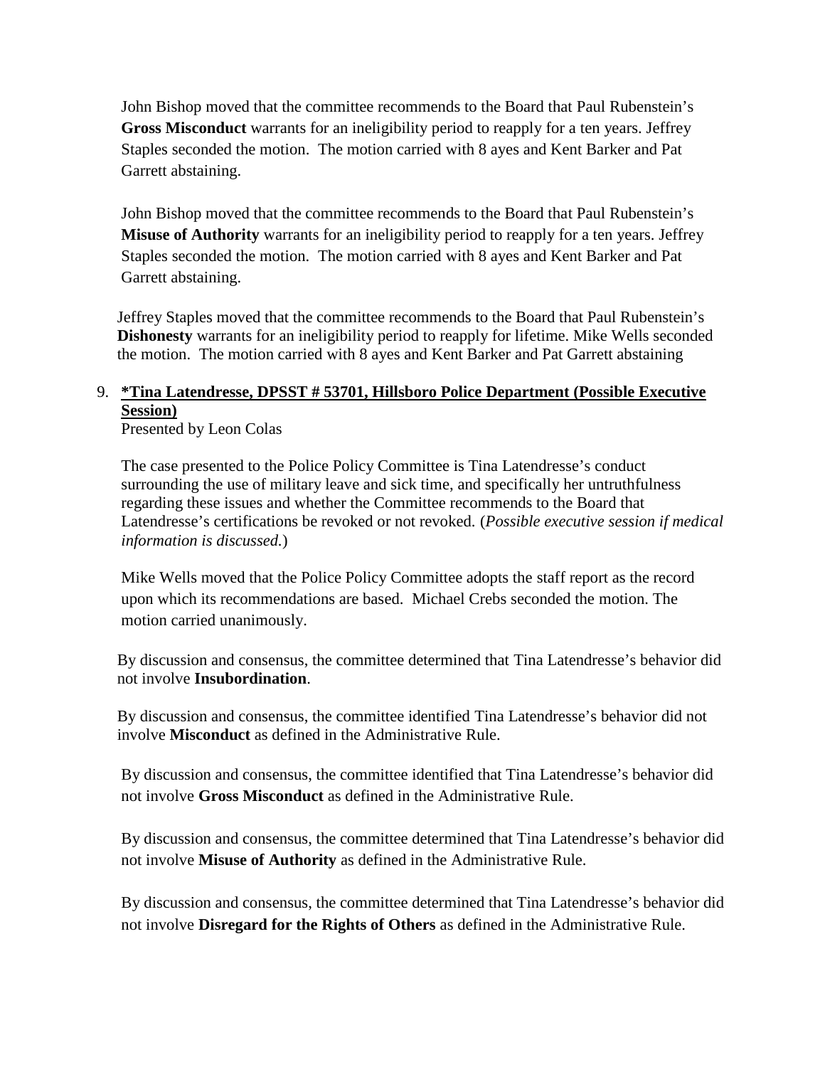John Bishop moved that the committee recommends to the Board that Paul Rubenstein's **Gross Misconduct** warrants for an ineligibility period to reapply for a ten years. Jeffrey Staples seconded the motion. The motion carried with 8 ayes and Kent Barker and Pat Garrett abstaining.

John Bishop moved that the committee recommends to the Board that Paul Rubenstein's **Misuse of Authority** warrants for an ineligibility period to reapply for a ten years. Jeffrey Staples seconded the motion. The motion carried with 8 ayes and Kent Barker and Pat Garrett abstaining.

Jeffrey Staples moved that the committee recommends to the Board that Paul Rubenstein's **Dishonesty** warrants for an ineligibility period to reapply for lifetime. Mike Wells seconded the motion. The motion carried with 8 ayes and Kent Barker and Pat Garrett abstaining

9. **<u>*Tina Latendresse, DPSST # 53701, Hillsboro Police Department (Possible Executive Session)</u>**
   Presented by Leon Colas

   The case presented to the Police Policy Committee is Tina Latendresse's conduct surrounding the use of military leave and sick time, and specifically her untruthfulness regarding these issues and whether the Committee recommends to the Board that Latendresse's certifications be revoked or not revoked. (*Possible executive session if medical information is discussed.*)

   Mike Wells moved that the Police Policy Committee adopts the staff report as the record upon which its recommendations are based. Michael Crebs seconded the motion. The motion carried unanimously.

   By discussion and consensus, the committee determined that Tina Latendresse's behavior did not involve **Insubordination**.

   By discussion and consensus, the committee identified Tina Latendresse's behavior did not involve **Misconduct** as defined in the Administrative Rule.

   By discussion and consensus, the committee identified that Tina Latendresse's behavior did not involve **Gross Misconduct** as defined in the Administrative Rule.

   By discussion and consensus, the committee determined that Tina Latendresse's behavior did not involve **Misuse of Authority** as defined in the Administrative Rule.

   By discussion and consensus, the committee determined that Tina Latendresse's behavior did not involve **Disregard for the Rights of Others** as defined in the Administrative Rule.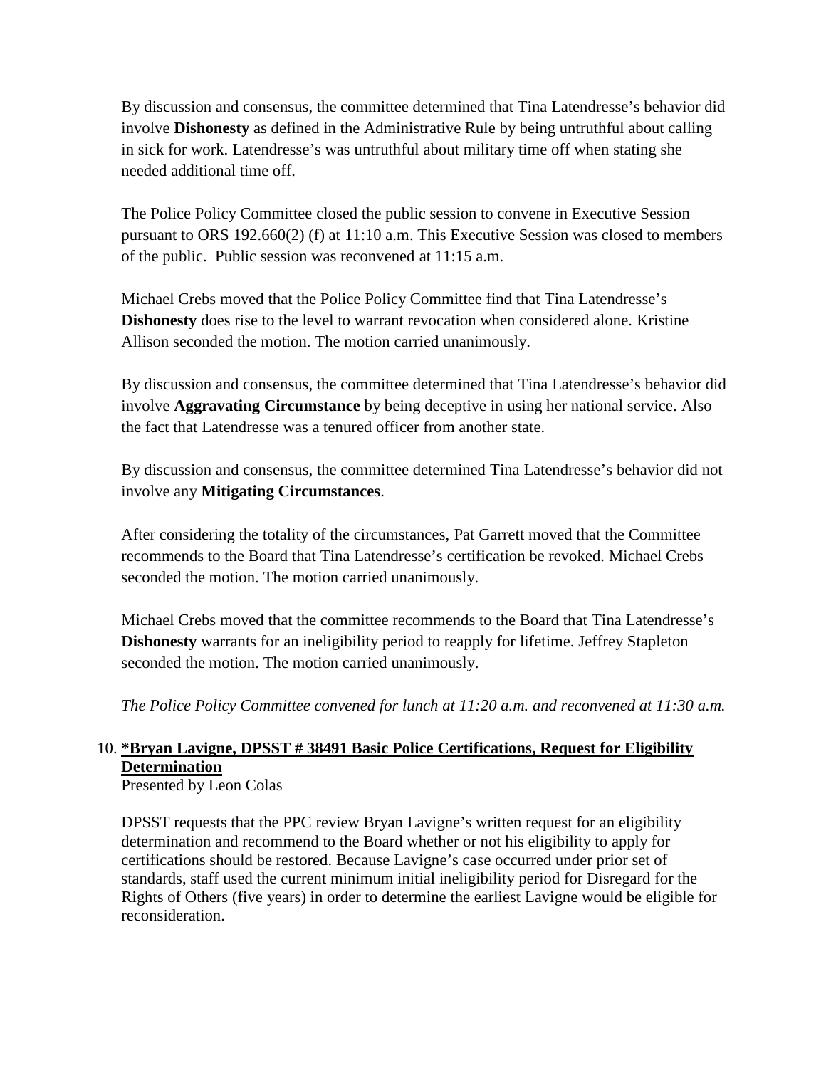By discussion and consensus, the committee determined that Tina Latendresse's behavior did involve **Dishonesty** as defined in the Administrative Rule by being untruthful about calling in sick for work. Latendresse's was untruthful about military time off when stating she needed additional time off.

The Police Policy Committee closed the public session to convene in Executive Session pursuant to ORS 192.660(2) (f) at 11:10 a.m. This Executive Session was closed to members of the public. Public session was reconvened at 11:15 a.m.

Michael Crebs moved that the Police Policy Committee find that Tina Latendresse's **Dishonesty** does rise to the level to warrant revocation when considered alone. Kristine Allison seconded the motion. The motion carried unanimously.

By discussion and consensus, the committee determined that Tina Latendresse's behavior did involve **Aggravating Circumstance** by being deceptive in using her national service. Also the fact that Latendresse was a tenured officer from another state.

By discussion and consensus, the committee determined Tina Latendresse's behavior did not involve any **Mitigating Circumstances**.

After considering the totality of the circumstances, Pat Garrett moved that the Committee recommends to the Board that Tina Latendresse's certification be revoked. Michael Crebs seconded the motion. The motion carried unanimously.

Michael Crebs moved that the committee recommends to the Board that Tina Latendresse's **Dishonesty** warrants for an ineligibility period to reapply for lifetime. Jeffrey Stapleton seconded the motion. The motion carried unanimously.

*The Police Policy Committee convened for lunch at 11:20 a.m. and reconvened at 11:30 a.m.*

10. **<u>*Bryan Lavigne, DPSST # 38491 Basic Police Certifications, Request for Eligibility Determination</u>**
    Presented by Leon Colas

    DPSST requests that the PPC review Bryan Lavigne's written request for an eligibility determination and recommend to the Board whether or not his eligibility to apply for certifications should be restored. Because Lavigne's case occurred under prior set of standards, staff used the current minimum initial ineligibility period for Disregard for the Rights of Others (five years) in order to determine the earliest Lavigne would be eligible for reconsideration.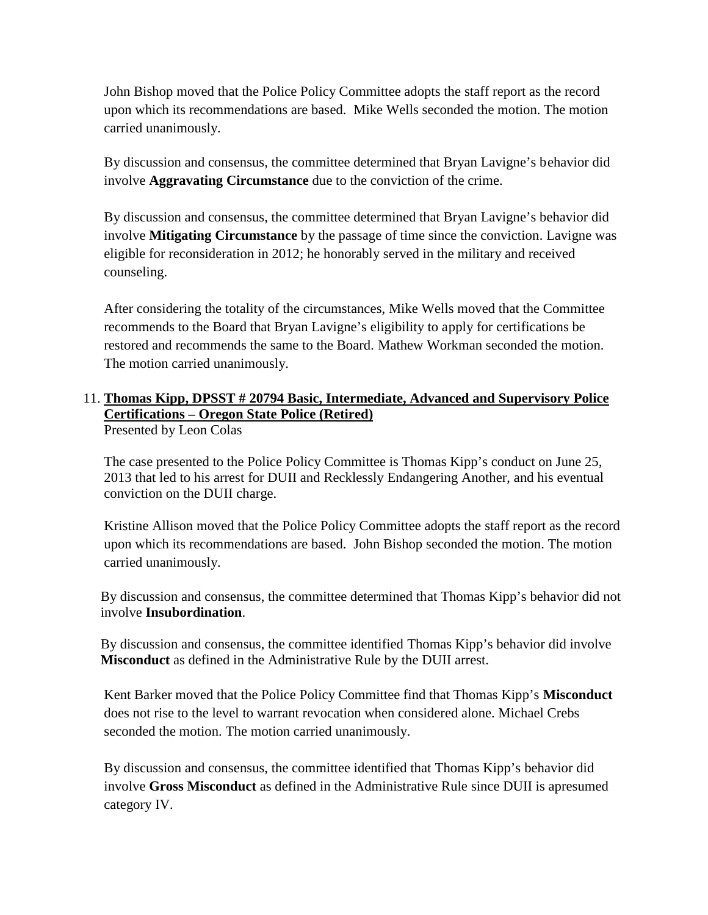John Bishop moved that the Police Policy Committee adopts the staff report as the record upon which its recommendations are based. Mike Wells seconded the motion. The motion carried unanimously.

By discussion and consensus, the committee determined that Bryan Lavigne's behavior did involve **Aggravating Circumstance** due to the conviction of the crime.

By discussion and consensus, the committee determined that Bryan Lavigne's behavior did involve **Mitigating Circumstance** by the passage of time since the conviction. Lavigne was eligible for reconsideration in 2012; he honorably served in the military and received counseling.

After considering the totality of the circumstances, Mike Wells moved that the Committee recommends to the Board that Bryan Lavigne's eligibility to apply for certifications be restored and recommends the same to the Board. Mathew Workman seconded the motion. The motion carried unanimously.

11. **Thomas Kipp, DPSST # 20794 Basic, Intermediate, Advanced and Supervisory Police Certifications – Oregon State Police (Retired)**
Presented by Leon Colas

The case presented to the Police Policy Committee is Thomas Kipp's conduct on June 25, 2013 that led to his arrest for DUII and Recklessly Endangering Another, and his eventual conviction on the DUII charge.

Kristine Allison moved that the Police Policy Committee adopts the staff report as the record upon which its recommendations are based. John Bishop seconded the motion. The motion carried unanimously.

By discussion and consensus, the committee determined that Thomas Kipp's behavior did not involve **Insubordination**.

By discussion and consensus, the committee identified Thomas Kipp's behavior did involve **Misconduct** as defined in the Administrative Rule by the DUII arrest.

Kent Barker moved that the Police Policy Committee find that Thomas Kipp's **Misconduct** does not rise to the level to warrant revocation when considered alone. Michael Crebs seconded the motion. The motion carried unanimously.

By discussion and consensus, the committee identified that Thomas Kipp's behavior did involve **Gross Misconduct** as defined in the Administrative Rule since DUII is apresumed category IV.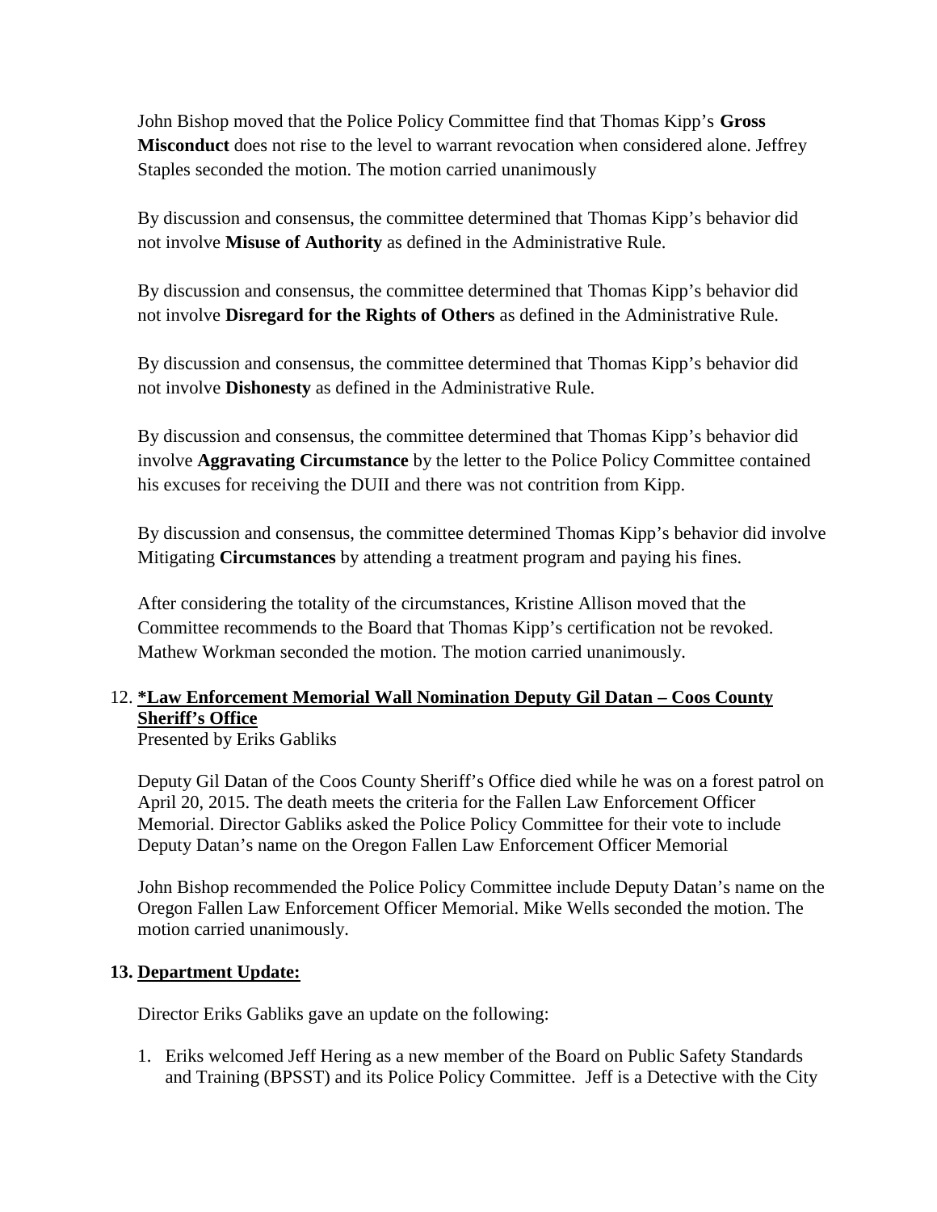John Bishop moved that the Police Policy Committee find that Thomas Kipp's **Gross Misconduct** does not rise to the level to warrant revocation when considered alone. Jeffrey Staples seconded the motion. The motion carried unanimously

By discussion and consensus, the committee determined that Thomas Kipp's behavior did not involve **Misuse of Authority** as defined in the Administrative Rule.

By discussion and consensus, the committee determined that Thomas Kipp's behavior did not involve **Disregard for the Rights of Others** as defined in the Administrative Rule.

By discussion and consensus, the committee determined that Thomas Kipp's behavior did not involve **Dishonesty** as defined in the Administrative Rule.

By discussion and consensus, the committee determined that Thomas Kipp's behavior did involve **Aggravating Circumstance** by the letter to the Police Policy Committee contained his excuses for receiving the DUII and there was not contrition from Kipp.

By discussion and consensus, the committee determined Thomas Kipp's behavior did involve Mitigating **Circumstances** by attending a treatment program and paying his fines.

After considering the totality of the circumstances, Kristine Allison moved that the Committee recommends to the Board that Thomas Kipp's certification not be revoked. Mathew Workman seconded the motion. The motion carried unanimously.

12. **\*Law Enforcement Memorial Wall Nomination Deputy Gil Datan – Coos County Sheriff's Office**
    Presented by Eriks Gabliks

    Deputy Gil Datan of the Coos County Sheriff's Office died while he was on a forest patrol on April 20, 2015. The death meets the criteria for the Fallen Law Enforcement Officer Memorial. Director Gabliks asked the Police Policy Committee for their vote to include Deputy Datan's name on the Oregon Fallen Law Enforcement Officer Memorial

    John Bishop recommended the Police Policy Committee include Deputy Datan's name on the Oregon Fallen Law Enforcement Officer Memorial. Mike Wells seconded the motion. The motion carried unanimously.

13. **Department Update:**

    Director Eriks Gabliks gave an update on the following:

    1. Eriks welcomed Jeff Hering as a new member of the Board on Public Safety Standards and Training (BPSST) and its Police Policy Committee. Jeff is a Detective with the City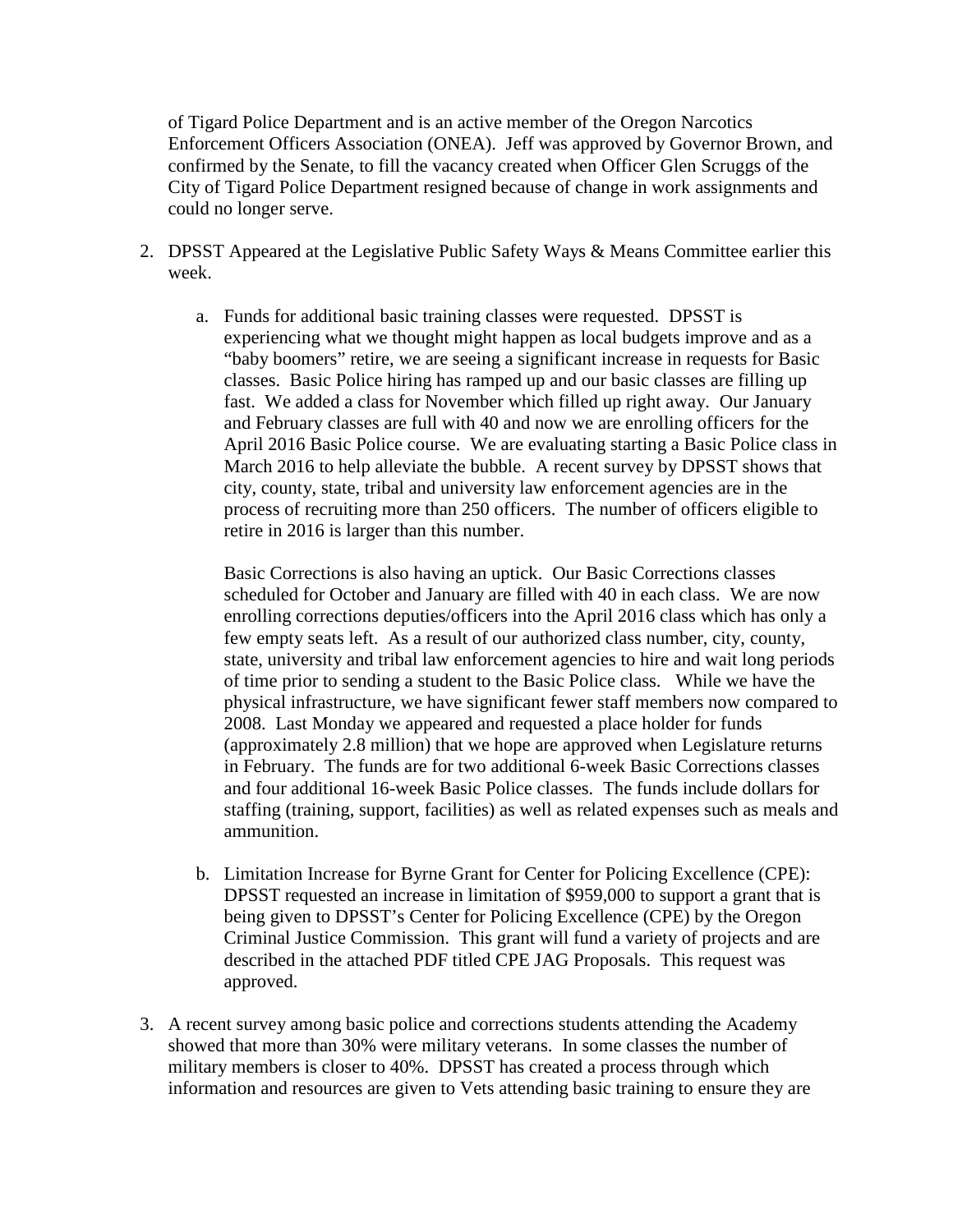of Tigard Police Department and is an active member of the Oregon Narcotics Enforcement Officers Association (ONEA). Jeff was approved by Governor Brown, and confirmed by the Senate, to fill the vacancy created when Officer Glen Scruggs of the City of Tigard Police Department resigned because of change in work assignments and could no longer serve.

2. DPSST Appeared at the Legislative Public Safety Ways & Means Committee earlier this week.

   a. Funds for additional basic training classes were requested. DPSST is experiencing what we thought might happen as local budgets improve and as a "baby boomers" retire, we are seeing a significant increase in requests for Basic classes. Basic Police hiring has ramped up and our basic classes are filling up fast. We added a class for November which filled up right away. Our January and February classes are full with 40 and now we are enrolling officers for the April 2016 Basic Police course. We are evaluating starting a Basic Police class in March 2016 to help alleviate the bubble. A recent survey by DPSST shows that city, county, state, tribal and university law enforcement agencies are in the process of recruiting more than 250 officers. The number of officers eligible to retire in 2016 is larger than this number.

      Basic Corrections is also having an uptick. Our Basic Corrections classes scheduled for October and January are filled with 40 in each class. We are now enrolling corrections deputies/officers into the April 2016 class which has only a few empty seats left. As a result of our authorized class number, city, county, state, university and tribal law enforcement agencies to hire and wait long periods of time prior to sending a student to the Basic Police class. While we have the physical infrastructure, we have significant fewer staff members now compared to 2008. Last Monday we appeared and requested a place holder for funds (approximately 2.8 million) that we hope are approved when Legislature returns in February. The funds are for two additional 6-week Basic Corrections classes and four additional 16-week Basic Police classes. The funds include dollars for staffing (training, support, facilities) as well as related expenses such as meals and ammunition.

   b. Limitation Increase for Byrne Grant for Center for Policing Excellence (CPE): DPSST requested an increase in limitation of $959,000 to support a grant that is being given to DPSST's Center for Policing Excellence (CPE) by the Oregon Criminal Justice Commission. This grant will fund a variety of projects and are described in the attached PDF titled CPE JAG Proposals. This request was approved.

3. A recent survey among basic police and corrections students attending the Academy showed that more than 30% were military veterans. In some classes the number of military members is closer to 40%. DPSST has created a process through which information and resources are given to Vets attending basic training to ensure they are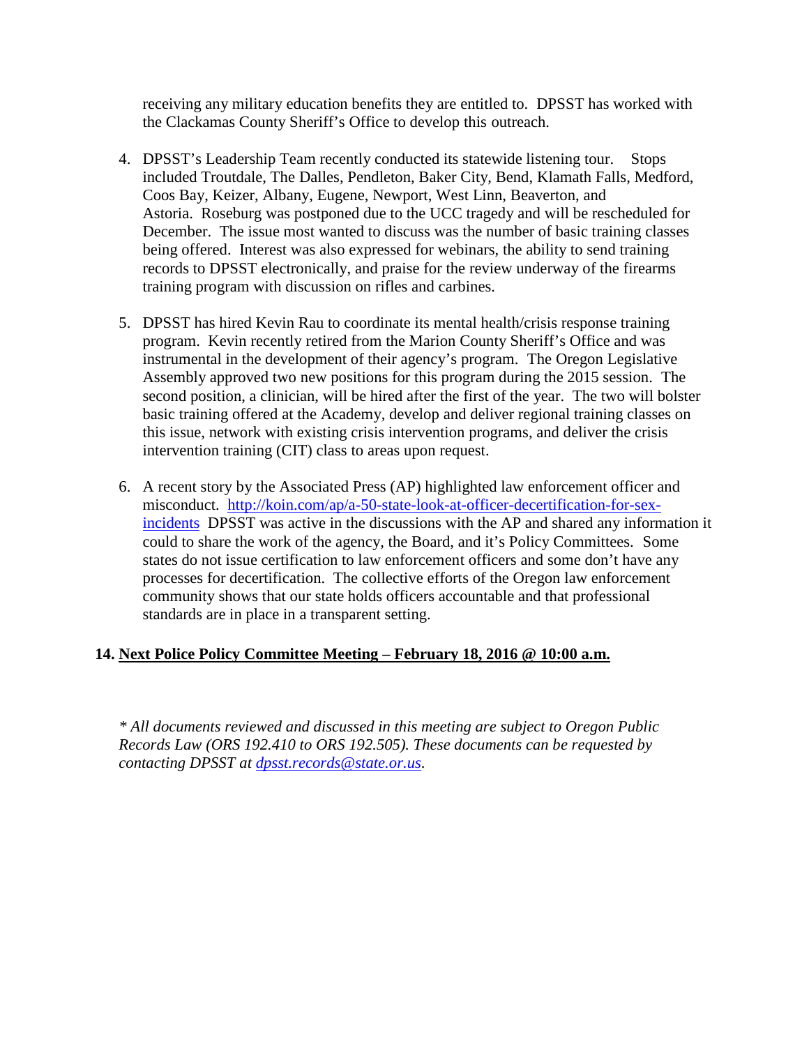receiving any military education benefits they are entitled to. DPSST has worked with the Clackamas County Sheriff's Office to develop this outreach.

4. DPSST's Leadership Team recently conducted its statewide listening tour. Stops included Troutdale, The Dalles, Pendleton, Baker City, Bend, Klamath Falls, Medford, Coos Bay, Keizer, Albany, Eugene, Newport, West Linn, Beaverton, and Astoria. Roseburg was postponed due to the UCC tragedy and will be rescheduled for December. The issue most wanted to discuss was the number of basic training classes being offered. Interest was also expressed for webinars, the ability to send training records to DPSST electronically, and praise for the review underway of the firearms training program with discussion on rifles and carbines.

5. DPSST has hired Kevin Rau to coordinate its mental health/crisis response training program. Kevin recently retired from the Marion County Sheriff's Office and was instrumental in the development of their agency's program. The Oregon Legislative Assembly approved two new positions for this program during the 2015 session. The second position, a clinician, will be hired after the first of the year. The two will bolster basic training offered at the Academy, develop and deliver regional training classes on this issue, network with existing crisis intervention programs, and deliver the crisis intervention training (CIT) class to areas upon request.

6. A recent story by the Associated Press (AP) highlighted law enforcement officer and misconduct. [http://koin.com/ap/a-50-state-look-at-officer-decertification-for-sex-incidents](http://koin.com/ap/a-50-state-look-at-officer-decertification-for-sex-incidents) DPSST was active in the discussions with the AP and shared any information it could to share the work of the agency, the Board, and it's Policy Committees. Some states do not issue certification to law enforcement officers and some don't have any processes for decertification. The collective efforts of the Oregon law enforcement community shows that our state holds officers accountable and that professional standards are in place in a transparent setting.

**14. <u>Next Police Policy Committee Meeting – February 18, 2016 @ 10:00 a.m.</u>**

*\* All documents reviewed and discussed in this meeting are subject to Oregon Public Records Law (ORS 192.410 to ORS 192.505). These documents can be requested by contacting DPSST at [dpsst.records@state.or.us](mailto:dpsst.records@state.or.us).*